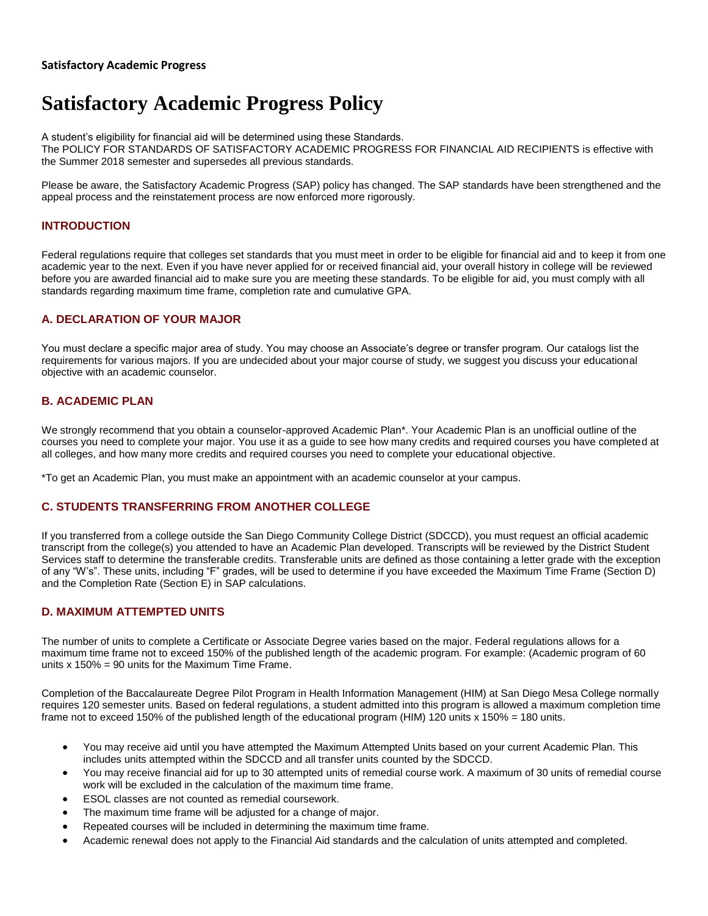**Satisfactory Academic Progress**

# Satisfactory Academic Progress Policy

A student's eligibility for financial aid will be determined using these Standards.
The POLICY FOR STANDARDS OF SATISFACTORY ACADEMIC PROGRESS FOR FINANCIAL AID RECIPIENTS is effective with the Summer 2018 semester and supersedes all previous standards.

Please be aware, the Satisfactory Academic Progress (SAP) policy has changed. The SAP standards have been strengthened and the appeal process and the reinstatement process are now enforced more rigorously.

### INTRODUCTION

Federal regulations require that colleges set standards that you must meet in order to be eligible for financial aid and to keep it from one academic year to the next. Even if you have never applied for or received financial aid, your overall history in college will be reviewed before you are awarded financial aid to make sure you are meeting these standards. To be eligible for aid, you must comply with all standards regarding maximum time frame, completion rate and cumulative GPA.

### A. DECLARATION OF YOUR MAJOR

You must declare a specific major area of study. You may choose an Associate's degree or transfer program. Our catalogs list the requirements for various majors. If you are undecided about your major course of study, we suggest you discuss your educational objective with an academic counselor.

### B. ACADEMIC PLAN

We strongly recommend that you obtain a counselor-approved Academic Plan*. Your Academic Plan is an unofficial outline of the courses you need to complete your major. You use it as a guide to see how many credits and required courses you have completed at all colleges, and how many more credits and required courses you need to complete your educational objective.

*To get an Academic Plan, you must make an appointment with an academic counselor at your campus.

### C. STUDENTS TRANSFERRING FROM ANOTHER COLLEGE

If you transferred from a college outside the San Diego Community College District (SDCCD), you must request an official academic transcript from the college(s) you attended to have an Academic Plan developed. Transcripts will be reviewed by the District Student Services staff to determine the transferable credits. Transferable units are defined as those containing a letter grade with the exception of any "W's". These units, including "F" grades, will be used to determine if you have exceeded the Maximum Time Frame (Section D) and the Completion Rate (Section E) in SAP calculations.

### D. MAXIMUM ATTEMPTED UNITS

The number of units to complete a Certificate or Associate Degree varies based on the major. Federal regulations allows for a maximum time frame not to exceed 150% of the published length of the academic program. For example: (Academic program of 60 units x 150% = 90 units for the Maximum Time Frame.

Completion of the Baccalaureate Degree Pilot Program in Health Information Management (HIM) at San Diego Mesa College normally requires 120 semester units. Based on federal regulations, a student admitted into this program is allowed a maximum completion time frame not to exceed 150% of the published length of the educational program (HIM) 120 units x 150% = 180 units.

- You may receive aid until you have attempted the Maximum Attempted Units based on your current Academic Plan. This includes units attempted within the SDCCD and all transfer units counted by the SDCCD.
- You may receive financial aid for up to 30 attempted units of remedial course work. A maximum of 30 units of remedial course work will be excluded in the calculation of the maximum time frame.
- ESOL classes are not counted as remedial coursework.
- The maximum time frame will be adjusted for a change of major.
- Repeated courses will be included in determining the maximum time frame.
- Academic renewal does not apply to the Financial Aid standards and the calculation of units attempted and completed.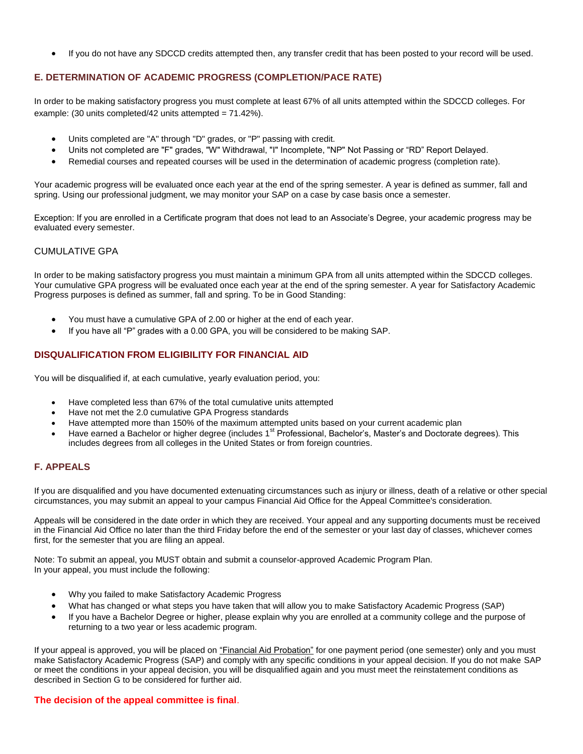- If you do not have any SDCCD credits attempted then, any transfer credit that has been posted to your record will be used.

## E. DETERMINATION OF ACADEMIC PROGRESS (COMPLETION/PACE RATE)

In order to be making satisfactory progress you must complete at least 67% of all units attempted within the SDCCD colleges. For example: (30 units completed/42 units attempted = 71.42%).

- Units completed are "A" through "D" grades, or "P" passing with credit.
- Units not completed are "F" grades, "W" Withdrawal, "I" Incomplete, "NP" Not Passing or "RD" Report Delayed.
- Remedial courses and repeated courses will be used in the determination of academic progress (completion rate).

Your academic progress will be evaluated once each year at the end of the spring semester. A year is defined as summer, fall and spring. Using our professional judgment, we may monitor your SAP on a case by case basis once a semester.

Exception: If you are enrolled in a Certificate program that does not lead to an Associate's Degree, your academic progress may be evaluated every semester.

### CUMULATIVE GPA

In order to be making satisfactory progress you must maintain a minimum GPA from all units attempted within the SDCCD colleges. Your cumulative GPA progress will be evaluated once each year at the end of the spring semester. A year for Satisfactory Academic Progress purposes is defined as summer, fall and spring. To be in Good Standing:

- You must have a cumulative GPA of 2.00 or higher at the end of each year.
- If you have all "P" grades with a 0.00 GPA, you will be considered to be making SAP.

## DISQUALIFICATION FROM ELIGIBILITY FOR FINANCIAL AID

You will be disqualified if, at each cumulative, yearly evaluation period, you:

- Have completed less than 67% of the total cumulative units attempted
- Have not met the 2.0 cumulative GPA Progress standards
- Have attempted more than 150% of the maximum attempted units based on your current academic plan
- Have earned a Bachelor or higher degree (includes 1st Professional, Bachelor's, Master's and Doctorate degrees). This includes degrees from all colleges in the United States or from foreign countries.

## F. APPEALS

If you are disqualified and you have documented extenuating circumstances such as injury or illness, death of a relative or other special circumstances, you may submit an appeal to your campus Financial Aid Office for the Appeal Committee's consideration.

Appeals will be considered in the date order in which they are received. Your appeal and any supporting documents must be received in the Financial Aid Office no later than the third Friday before the end of the semester or your last day of classes, whichever comes first, for the semester that you are filing an appeal.

Note: To submit an appeal, you MUST obtain and submit a counselor-approved Academic Program Plan.
In your appeal, you must include the following:

- Why you failed to make Satisfactory Academic Progress
- What has changed or what steps you have taken that will allow you to make Satisfactory Academic Progress (SAP)
- If you have a Bachelor Degree or higher, please explain why you are enrolled at a community college and the purpose of returning to a two year or less academic program.

If your appeal is approved, you will be placed on "Financial Aid Probation" for one payment period (one semester) only and you must make Satisfactory Academic Progress (SAP) and comply with any specific conditions in your appeal decision. If you do not make SAP or meet the conditions in your appeal decision, you will be disqualified again and you must meet the reinstatement conditions as described in Section G to be considered for further aid.

**The decision of the appeal committee is final**.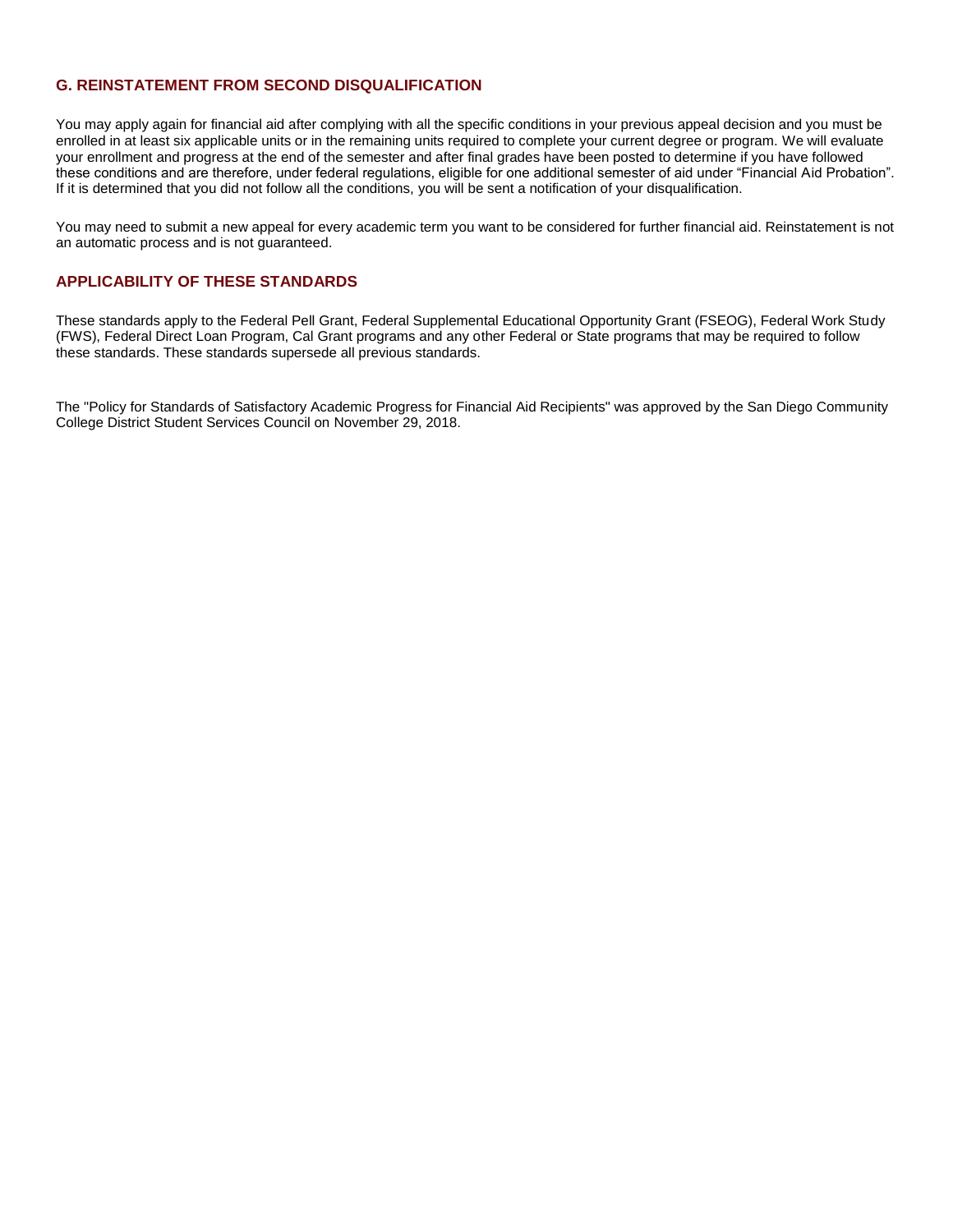## G. REINSTATEMENT FROM SECOND DISQUALIFICATION

You may apply again for financial aid after complying with all the specific conditions in your previous appeal decision and you must be enrolled in at least six applicable units or in the remaining units required to complete your current degree or program. We will evaluate your enrollment and progress at the end of the semester and after final grades have been posted to determine if you have followed these conditions and are therefore, under federal regulations, eligible for one additional semester of aid under "Financial Aid Probation". If it is determined that you did not follow all the conditions, you will be sent a notification of your disqualification.

You may need to submit a new appeal for every academic term you want to be considered for further financial aid. Reinstatement is not an automatic process and is not guaranteed.

## APPLICABILITY OF THESE STANDARDS

These standards apply to the Federal Pell Grant, Federal Supplemental Educational Opportunity Grant (FSEOG), Federal Work Study (FWS), Federal Direct Loan Program, Cal Grant programs and any other Federal or State programs that may be required to follow these standards. These standards supersede all previous standards.

The "Policy for Standards of Satisfactory Academic Progress for Financial Aid Recipients" was approved by the San Diego Community College District Student Services Council on November 29, 2018.